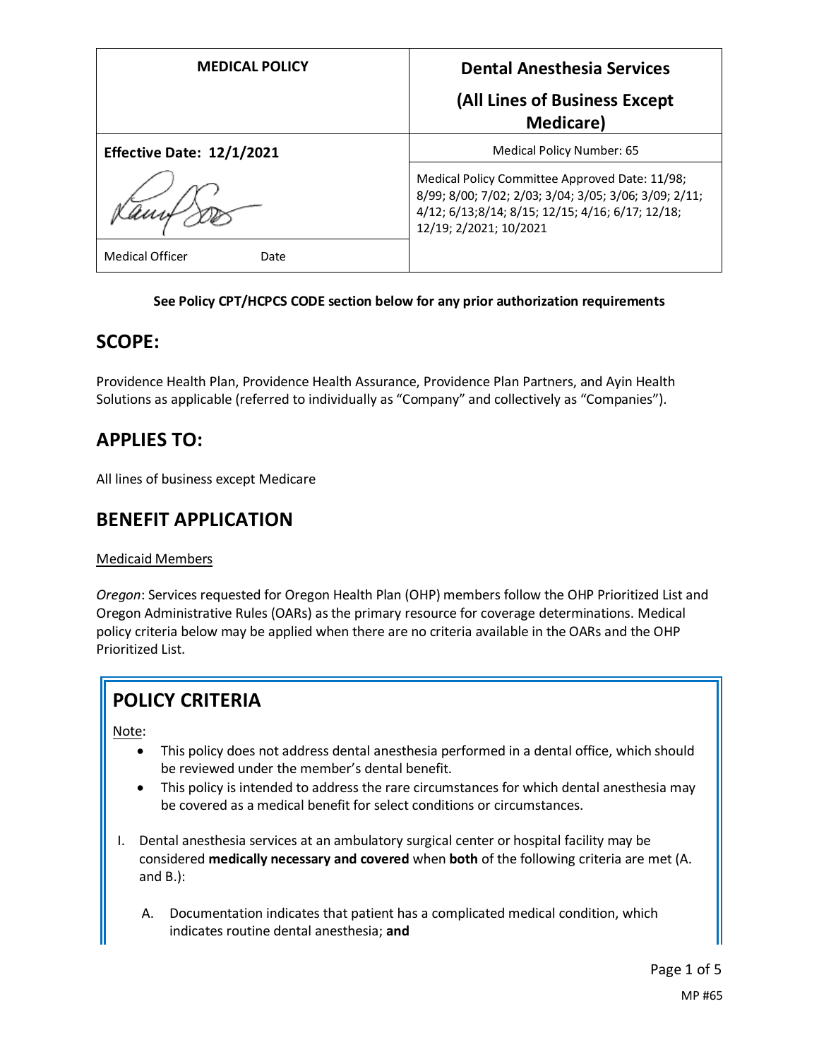| MEDICAL POLICY | Dental Anesthesia Services (All Lines of Business Except Medicare) |
|---|---|
| **Effective Date: 12/1/2021** | Medical Policy Number: 65 |
| Medical Officer Date | Medical Policy Committee Approved Date: 11/98; 8/99; 8/00; 7/02; 2/03; 3/04; 3/05; 3/06; 3/09; 2/11; 4/12; 6/13;8/14; 8/15; 12/15; 4/16; 6/17; 12/18; 12/19; 2/2021; 10/2021 |

**See Policy CPT/HCPCS CODE section below for any prior authorization requirements**

## SCOPE:

Providence Health Plan, Providence Health Assurance, Providence Plan Partners, and Ayin Health Solutions as applicable (referred to individually as "Company" and collectively as "Companies").

## APPLIES TO:

All lines of business except Medicare

## BENEFIT APPLICATION

Medicaid Members

*Oregon*: Services requested for Oregon Health Plan (OHP) members follow the OHP Prioritized List and Oregon Administrative Rules (OARs) as the primary resource for coverage determinations. Medical policy criteria below may be applied when there are no criteria available in the OARs and the OHP Prioritized List.

## POLICY CRITERIA

Note:

- This policy does not address dental anesthesia performed in a dental office, which should be reviewed under the member's dental benefit.
- This policy is intended to address the rare circumstances for which dental anesthesia may be covered as a medical benefit for select conditions or circumstances.

I. Dental anesthesia services at an ambulatory surgical center or hospital facility may be considered **medically necessary and covered** when **both** of the following criteria are met (A. and B.):

   A. Documentation indicates that patient has a complicated medical condition, which indicates routine dental anesthesia; **and**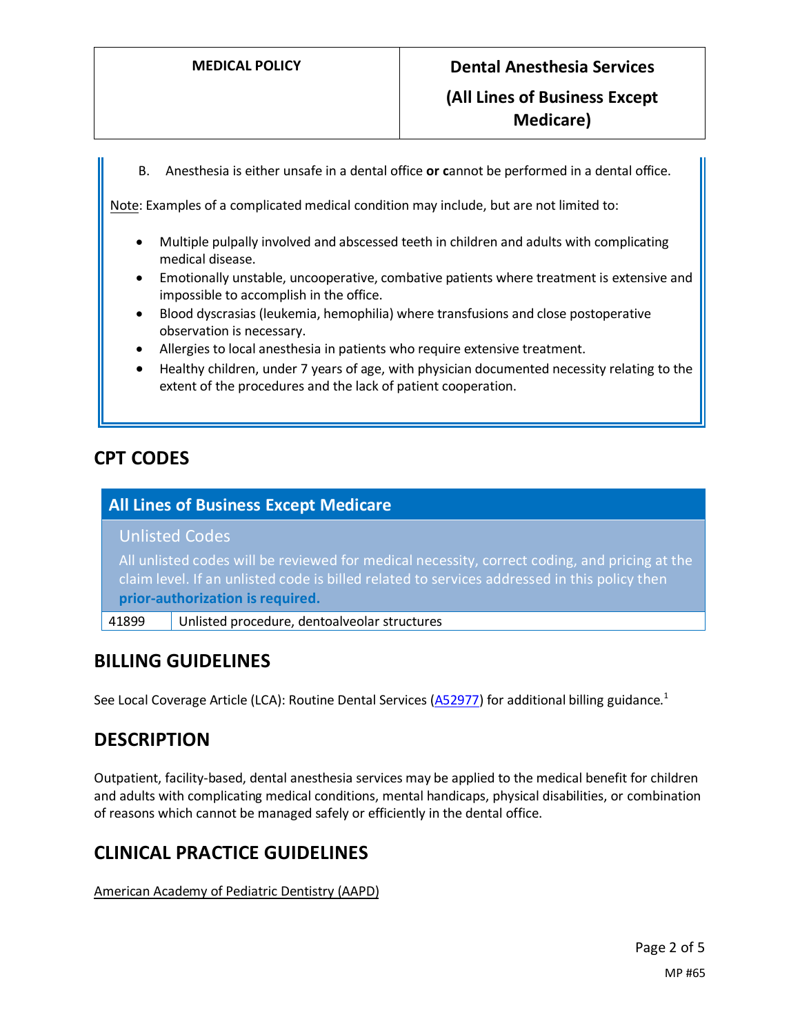B. Anesthesia is either unsafe in a dental office **or c**annot be performed in a dental office.

Note: Examples of a complicated medical condition may include, but are not limited to:

- Multiple pulpally involved and abscessed teeth in children and adults with complicating medical disease.
- Emotionally unstable, uncooperative, combative patients where treatment is extensive and impossible to accomplish in the office.
- Blood dyscrasias (leukemia, hemophilia) where transfusions and close postoperative observation is necessary.
- Allergies to local anesthesia in patients who require extensive treatment.
- Healthy children, under 7 years of age, with physician documented necessity relating to the extent of the procedures and the lack of patient cooperation.

## CPT CODES

| All Lines of Business Except Medicare | |
|---|---|
| **Unlisted Codes**<br>All unlisted codes will be reviewed for medical necessity, correct coding, and pricing at the claim level. If an unlisted code is billed related to services addressed in this policy then **prior-authorization is required.** | |
| 41899 | Unlisted procedure, dentoalveolar structures |

## BILLING GUIDELINES

See Local Coverage Article (LCA): Routine Dental Services (A52977) for additional billing guidance.[1]

## DESCRIPTION

Outpatient, facility-based, dental anesthesia services may be applied to the medical benefit for children and adults with complicating medical conditions, mental handicaps, physical disabilities, or combination of reasons which cannot be managed safely or efficiently in the dental office.

## CLINICAL PRACTICE GUIDELINES

American Academy of Pediatric Dentistry (AAPD)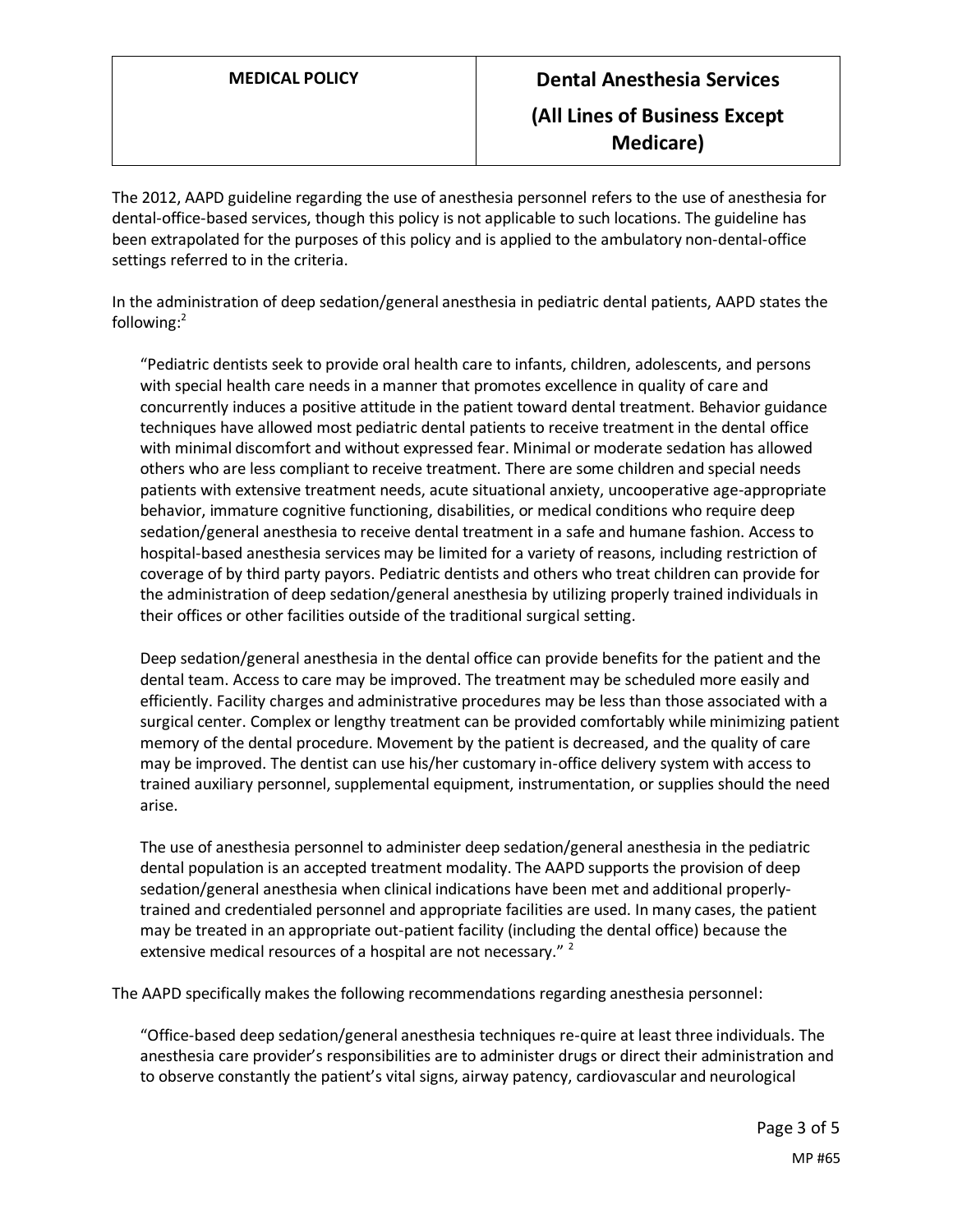The 2012, AAPD guideline regarding the use of anesthesia personnel refers to the use of anesthesia for dental-office-based services, though this policy is not applicable to such locations. The guideline has been extrapolated for the purposes of this policy and is applied to the ambulatory non-dental-office settings referred to in the criteria.

In the administration of deep sedation/general anesthesia in pediatric dental patients, AAPD states the following:[2]

> "Pediatric dentists seek to provide oral health care to infants, children, adolescents, and persons with special health care needs in a manner that promotes excellence in quality of care and concurrently induces a positive attitude in the patient toward dental treatment. Behavior guidance techniques have allowed most pediatric dental patients to receive treatment in the dental office with minimal discomfort and without expressed fear. Minimal or moderate sedation has allowed others who are less compliant to receive treatment. There are some children and special needs patients with extensive treatment needs, acute situational anxiety, uncooperative age-appropriate behavior, immature cognitive functioning, disabilities, or medical conditions who require deep sedation/general anesthesia to receive dental treatment in a safe and humane fashion. Access to hospital-based anesthesia services may be limited for a variety of reasons, including restriction of coverage of by third party payors. Pediatric dentists and others who treat children can provide for the administration of deep sedation/general anesthesia by utilizing properly trained individuals in their offices or other facilities outside of the traditional surgical setting.
>
> Deep sedation/general anesthesia in the dental office can provide benefits for the patient and the dental team. Access to care may be improved. The treatment may be scheduled more easily and efficiently. Facility charges and administrative procedures may be less than those associated with a surgical center. Complex or lengthy treatment can be provided comfortably while minimizing patient memory of the dental procedure. Movement by the patient is decreased, and the quality of care may be improved. The dentist can use his/her customary in-office delivery system with access to trained auxiliary personnel, supplemental equipment, instrumentation, or supplies should the need arise.
>
> The use of anesthesia personnel to administer deep sedation/general anesthesia in the pediatric dental population is an accepted treatment modality. The AAPD supports the provision of deep sedation/general anesthesia when clinical indications have been met and additional properly-trained and credentialed personnel and appropriate facilities are used. In many cases, the patient may be treated in an appropriate out-patient facility (including the dental office) because the extensive medical resources of a hospital are not necessary." [2]

The AAPD specifically makes the following recommendations regarding anesthesia personnel:

> "Office-based deep sedation/general anesthesia techniques re-quire at least three individuals. The anesthesia care provider's responsibilities are to administer drugs or direct their administration and to observe constantly the patient's vital signs, airway patency, cardiovascular and neurological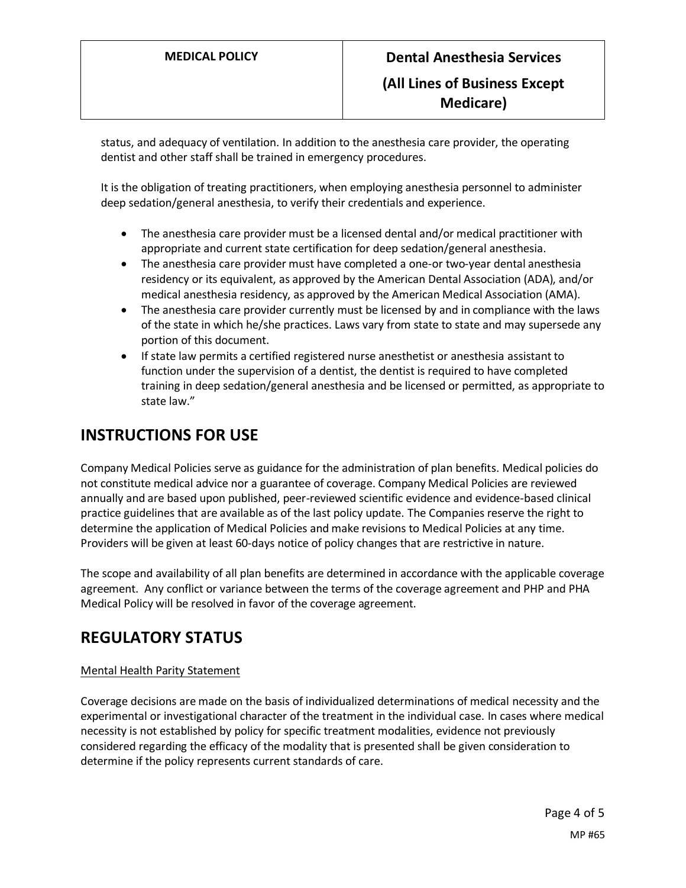status, and adequacy of ventilation. In addition to the anesthesia care provider, the operating dentist and other staff shall be trained in emergency procedures.

It is the obligation of treating practitioners, when employing anesthesia personnel to administer deep sedation/general anesthesia, to verify their credentials and experience.

- The anesthesia care provider must be a licensed dental and/or medical practitioner with appropriate and current state certification for deep sedation/general anesthesia.
- The anesthesia care provider must have completed a one-or two-year dental anesthesia residency or its equivalent, as approved by the American Dental Association (ADA), and/or medical anesthesia residency, as approved by the American Medical Association (AMA).
- The anesthesia care provider currently must be licensed by and in compliance with the laws of the state in which he/she practices. Laws vary from state to state and may supersede any portion of this document.
- If state law permits a certified registered nurse anesthetist or anesthesia assistant to function under the supervision of a dentist, the dentist is required to have completed training in deep sedation/general anesthesia and be licensed or permitted, as appropriate to state law."

# INSTRUCTIONS FOR USE

Company Medical Policies serve as guidance for the administration of plan benefits. Medical policies do not constitute medical advice nor a guarantee of coverage. Company Medical Policies are reviewed annually and are based upon published, peer-reviewed scientific evidence and evidence-based clinical practice guidelines that are available as of the last policy update. The Companies reserve the right to determine the application of Medical Policies and make revisions to Medical Policies at any time. Providers will be given at least 60-days notice of policy changes that are restrictive in nature.

The scope and availability of all plan benefits are determined in accordance with the applicable coverage agreement. Any conflict or variance between the terms of the coverage agreement and PHP and PHA Medical Policy will be resolved in favor of the coverage agreement.

# REGULATORY STATUS

Mental Health Parity Statement

Coverage decisions are made on the basis of individualized determinations of medical necessity and the experimental or investigational character of the treatment in the individual case. In cases where medical necessity is not established by policy for specific treatment modalities, evidence not previously considered regarding the efficacy of the modality that is presented shall be given consideration to determine if the policy represents current standards of care.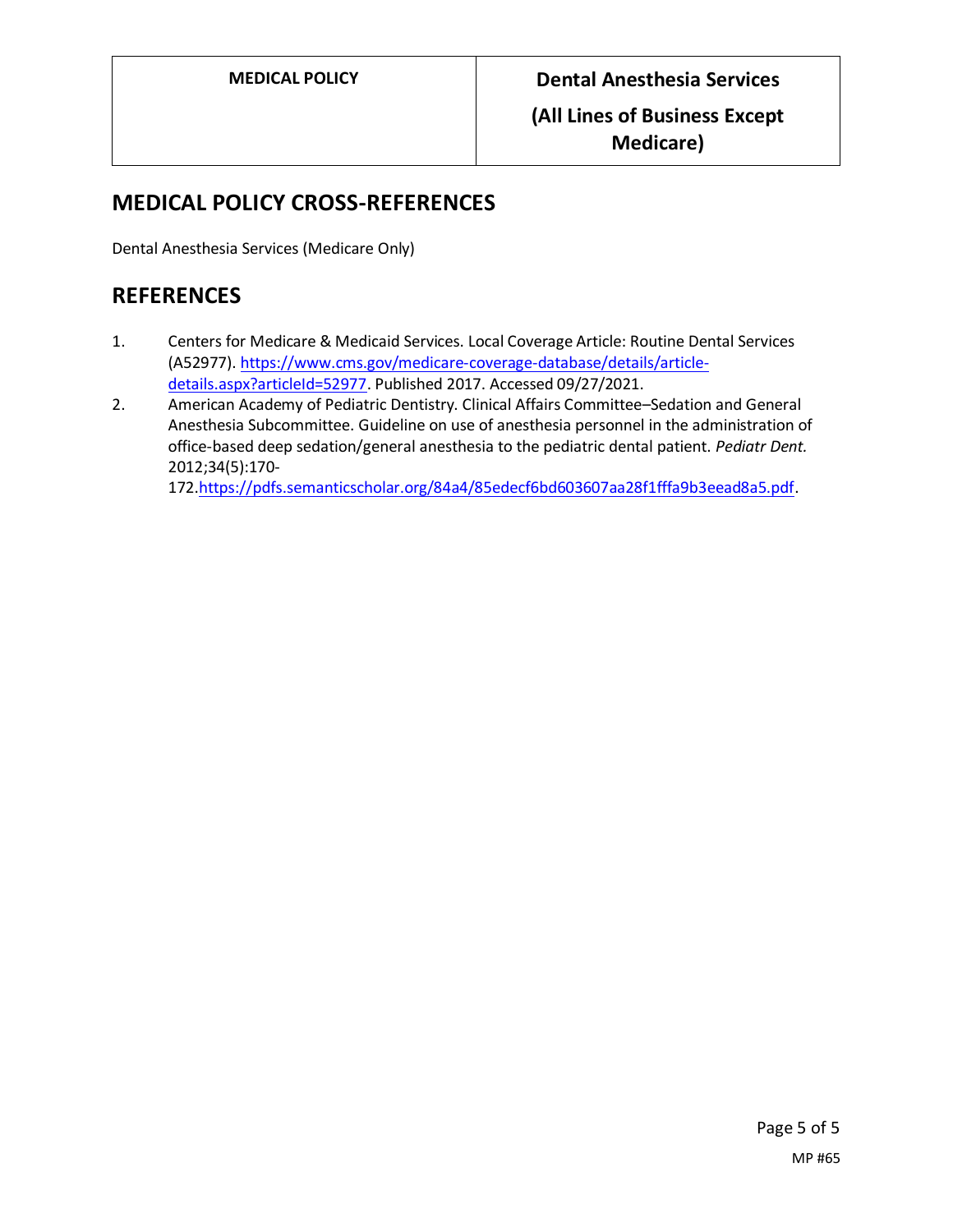## MEDICAL POLICY CROSS-REFERENCES

Dental Anesthesia Services (Medicare Only)

## REFERENCES

1. Centers for Medicare & Medicaid Services. Local Coverage Article: Routine Dental Services (A52977). https://www.cms.gov/medicare-coverage-database/details/article-details.aspx?articleId=52977. Published 2017. Accessed 09/27/2021.
2. American Academy of Pediatric Dentistry. Clinical Affairs Committee–Sedation and General Anesthesia Subcommittee. Guideline on use of anesthesia personnel in the administration of office-based deep sedation/general anesthesia to the pediatric dental patient. *Pediatr Dent.* 2012;34(5):170-172.https://pdfs.semanticscholar.org/84a4/85edecf6bd603607aa28f1fffa9b3eead8a5.pdf.